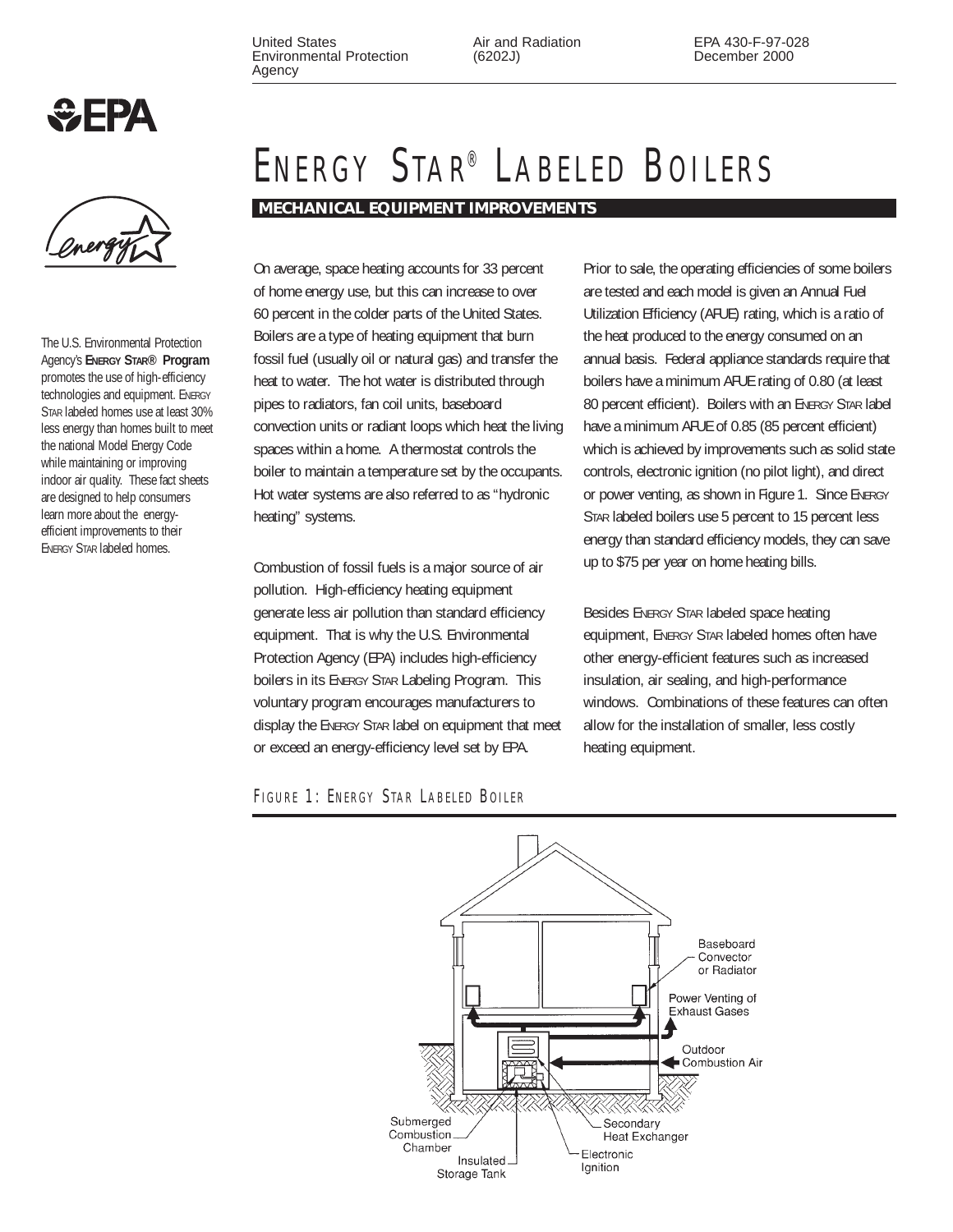United States Environmental Protection Agency | Air and Radiation (6202J) | EPA 430-F-97-028 December 2000

# ENERGY STAR® LABELED BOILERS

**MECHANICAL EQUIPMENT IMPROVEMENTS**

The U.S. Environmental Protection Agency's **ENERGY STAR® Program** promotes the use of high-efficiency technologies and equipment. ENERGY STAR labeled homes use at least 30% less energy than homes built to meet the national Model Energy Code while maintaining or improving indoor air quality. These fact sheets are designed to help consumers learn more about the energy-efficient improvements to their ENERGY STAR labeled homes.

On average, space heating accounts for 33 percent of home energy use, but this can increase to over 60 percent in the colder parts of the United States. Boilers are a type of heating equipment that burn fossil fuel (usually oil or natural gas) and transfer the heat to water. The hot water is distributed through pipes to radiators, fan coil units, baseboard convection units or radiant loops which heat the living spaces within a home. A thermostat controls the boiler to maintain a temperature set by the occupants. Hot water systems are also referred to as "hydronic heating" systems.

Combustion of fossil fuels is a major source of air pollution. High-efficiency heating equipment generate less air pollution than standard efficiency equipment. That is why the U.S. Environmental Protection Agency (EPA) includes high-efficiency boilers in its ENERGY STAR Labeling Program. This voluntary program encourages manufacturers to display the ENERGY STAR label on equipment that meet or exceed an energy-efficiency level set by EPA.

Prior to sale, the operating efficiencies of some boilers are tested and each model is given an Annual Fuel Utilization Efficiency (AFUE) rating, which is a ratio of the heat produced to the energy consumed on an annual basis. Federal appliance standards require that boilers have a minimum AFUE rating of 0.80 (at least 80 percent efficient). Boilers with an ENERGY STAR label have a minimum AFUE of 0.85 (85 percent efficient) which is achieved by improvements such as solid state controls, electronic ignition (no pilot light), and direct or power venting, as shown in Figure 1. Since ENERGY STAR labeled boilers use 5 percent to 15 percent less energy than standard efficiency models, they can save up to $75 per year on home heating bills.

Besides ENERGY STAR labeled space heating equipment, ENERGY STAR labeled homes often have other energy-efficient features such as increased insulation, air sealing, and high-performance windows. Combinations of these features can often allow for the installation of smaller, less costly heating equipment.

FIGURE 1: ENERGY STAR LABELED BOILER

Baseboard Convector or Radiator

Power Venting of Exhaust Gases

Outdoor Combustion Air

Submerged Combustion Chamber

Insulated Storage Tank

Secondary Heat Exchanger

Electronic Ignition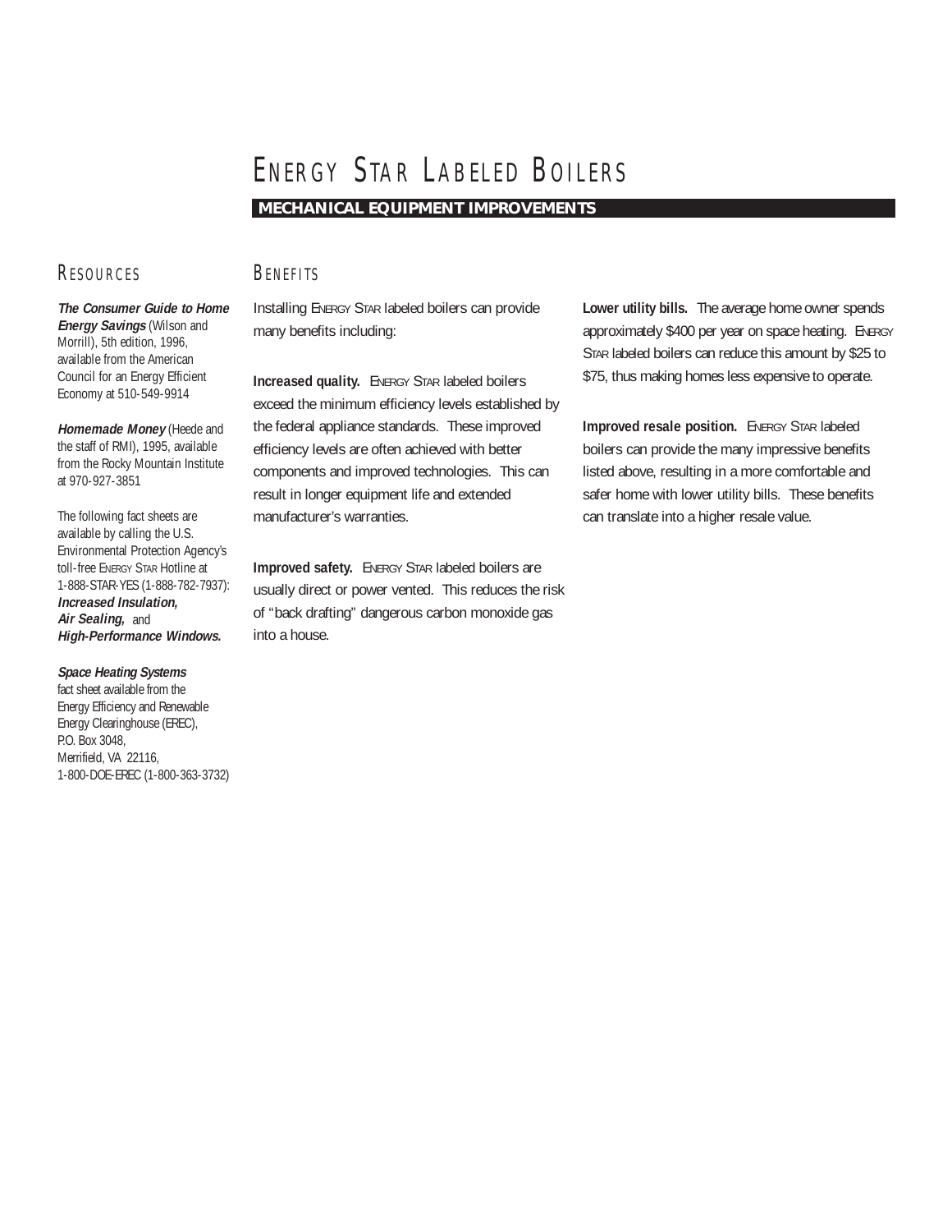# ENERGY STAR LABELED BOILERS

**MECHANICAL EQUIPMENT IMPROVEMENTS**

## BENEFITS

Installing ENERGY STAR labeled boilers can provide many benefits including:

**Increased quality.** ENERGY STAR labeled boilers exceed the minimum efficiency levels established by the federal appliance standards. These improved efficiency levels are often achieved with better components and improved technologies. This can result in longer equipment life and extended manufacturer's warranties.

**Improved safety.** ENERGY STAR labeled boilers are usually direct or power vented. This reduces the risk of "back drafting" dangerous carbon monoxide gas into a house.

**Lower utility bills.** The average home owner spends approximately $400 per year on space heating. ENERGY STAR labeled boilers can reduce this amount by $25 to $75, thus making homes less expensive to operate.

**Improved resale position.** ENERGY STAR labeled boilers can provide the many impressive benefits listed above, resulting in a more comfortable and safer home with lower utility bills. These benefits can translate into a higher resale value.

## RESOURCES

***The Consumer Guide to Home Energy Savings*** (Wilson and Morrill), 5th edition, 1996, available from the American Council for an Energy Efficient Economy at 510-549-9914

***Homemade Money*** (Heede and the staff of RMI), 1995, available from the Rocky Mountain Institute at 970-927-3851

The following fact sheets are available by calling the U.S. Environmental Protection Agency's toll-free ENERGY STAR Hotline at 1-888-STAR-YES (1-888-782-7937): ***Increased Insulation, Air Sealing,*** and ***High-Performance Windows.***

***Space Heating Systems*** fact sheet available from the Energy Efficiency and Renewable Energy Clearinghouse (EREC), P.O. Box 3048, Merrifield, VA 22116, 1-800-DOE-EREC (1-800-363-3732)